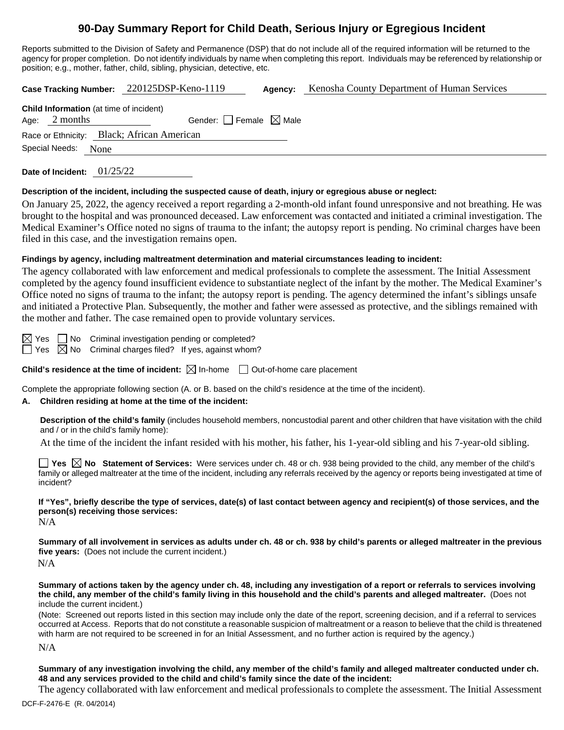# 90-Day Summary Report for Child Death, Serious Injury or Egregious Incident

Reports submitted to the Division of Safety and Permanence (DSP) that do not include all of the required information will be returned to the agency for proper completion. Do not identify individuals by name when completing this report. Individuals may be referenced by relationship or position; e.g., mother, father, child, sibling, physician, detective, etc.

**Case Tracking Number:** 220125DSP-Keno-1119 **Agency:** Kenosha County Department of Human Services

**Child Information** (at time of incident)

Age: 2 months Gender: ☐ Female ☒ Male

Race or Ethnicity: Black; African American

Special Needs: None

**Date of Incident:** 01/25/22

**Description of the incident, including the suspected cause of death, injury or egregious abuse or neglect:**

On January 25, 2022, the agency received a report regarding a 2-month-old infant found unresponsive and not breathing. He was brought to the hospital and was pronounced deceased. Law enforcement was contacted and initiated a criminal investigation. The Medical Examiner's Office noted no signs of trauma to the infant; the autopsy report is pending. No criminal charges have been filed in this case, and the investigation remains open.

**Findings by agency, including maltreatment determination and material circumstances leading to incident:**

The agency collaborated with law enforcement and medical professionals to complete the assessment. The Initial Assessment completed by the agency found insufficient evidence to substantiate neglect of the infant by the mother. The Medical Examiner's Office noted no signs of trauma to the infant; the autopsy report is pending. The agency determined the infant's siblings unsafe and initiated a Protective Plan. Subsequently, the mother and father were assessed as protective, and the siblings remained with the mother and father. The case remained open to provide voluntary services.

☒ Yes ☐ No Criminal investigation pending or completed?

☐ Yes ☒ No Criminal charges filed? If yes, against whom?

**Child's residence at the time of incident:** ☒ In-home ☐ Out-of-home care placement

Complete the appropriate following section (A. or B. based on the child's residence at the time of the incident).

**A. Children residing at home at the time of the incident:**

**Description of the child's family** (includes household members, noncustodial parent and other children that have visitation with the child and / or in the child's family home):

At the time of the incident the infant resided with his mother, his father, his 1-year-old sibling and his 7-year-old sibling.

☐ **Yes** ☒ **No Statement of Services:** Were services under ch. 48 or ch. 938 being provided to the child, any member of the child's family or alleged maltreater at the time of the incident, including any referrals received by the agency or reports being investigated at time of incident?

**If "Yes", briefly describe the type of services, date(s) of last contact between agency and recipient(s) of those services, and the person(s) receiving those services:**

N/A

**Summary of all involvement in services as adults under ch. 48 or ch. 938 by child's parents or alleged maltreater in the previous five years:** (Does not include the current incident.)

N/A

**Summary of actions taken by the agency under ch. 48, including any investigation of a report or referrals to services involving the child, any member of the child's family living in this household and the child's parents and alleged maltreater.** (Does not include the current incident.)

(Note: Screened out reports listed in this section may include only the date of the report, screening decision, and if a referral to services occurred at Access. Reports that do not constitute a reasonable suspicion of maltreatment or a reason to believe that the child is threatened with harm are not required to be screened in for an Initial Assessment, and no further action is required by the agency.)

N/A

**Summary of any investigation involving the child, any member of the child's family and alleged maltreater conducted under ch. 48 and any services provided to the child and child's family since the date of the incident:**

The agency collaborated with law enforcement and medical professionals to complete the assessment. The Initial Assessment

DCF-F-2476-E (R. 04/2014)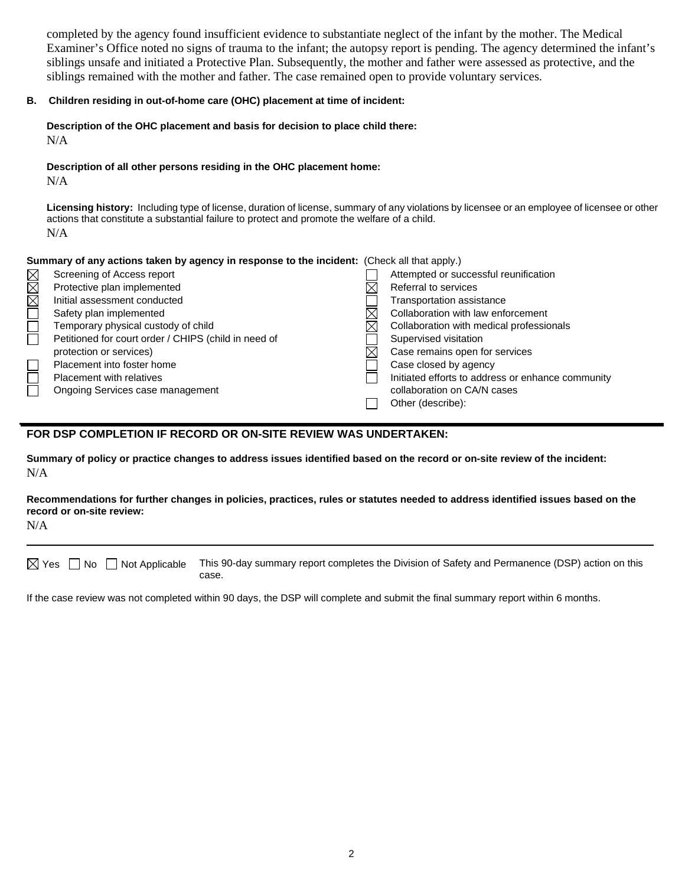completed by the agency found insufficient evidence to substantiate neglect of the infant by the mother. The Medical Examiner's Office noted no signs of trauma to the infant; the autopsy report is pending. The agency determined the infant's siblings unsafe and initiated a Protective Plan. Subsequently, the mother and father were assessed as protective, and the siblings remained with the mother and father. The case remained open to provide voluntary services.

**B. Children residing in out-of-home care (OHC) placement at time of incident:**

**Description of the OHC placement and basis for decision to place child there:**
N/A

**Description of all other persons residing in the OHC placement home:**
N/A

**Licensing history:** Including type of license, duration of license, summary of any violations by licensee or an employee of licensee or other actions that constitute a substantial failure to protect and promote the welfare of a child.
N/A

**Summary of any actions taken by agency in response to the incident:** (Check all that apply.)

- ☒ Screening of Access report
- ☒ Protective plan implemented
- ☒ Initial assessment conducted
- ☐ Safety plan implemented
- ☐ Temporary physical custody of child
- ☐ Petitioned for court order / CHIPS (child in need of protection or services)
- ☐ Placement into foster home
- ☐ Placement with relatives
- ☐ Ongoing Services case management
- ☐ Attempted or successful reunification
- ☒ Referral to services
- ☐ Transportation assistance
- ☒ Collaboration with law enforcement
- ☒ Collaboration with medical professionals
- ☐ Supervised visitation
- ☒ Case remains open for services
- ☐ Case closed by agency
- ☐ Initiated efforts to address or enhance community collaboration on CA/N cases
- ☐ Other (describe):

## FOR DSP COMPLETION IF RECORD OR ON-SITE REVIEW WAS UNDERTAKEN:

**Summary of policy or practice changes to address issues identified based on the record or on-site review of the incident:**
N/A

**Recommendations for further changes in policies, practices, rules or statutes needed to address identified issues based on the record or on-site review:**
N/A

☒ Yes ☐ No ☐ Not Applicable This 90-day summary report completes the Division of Safety and Permanence (DSP) action on this case.

If the case review was not completed within 90 days, the DSP will complete and submit the final summary report within 6 months.